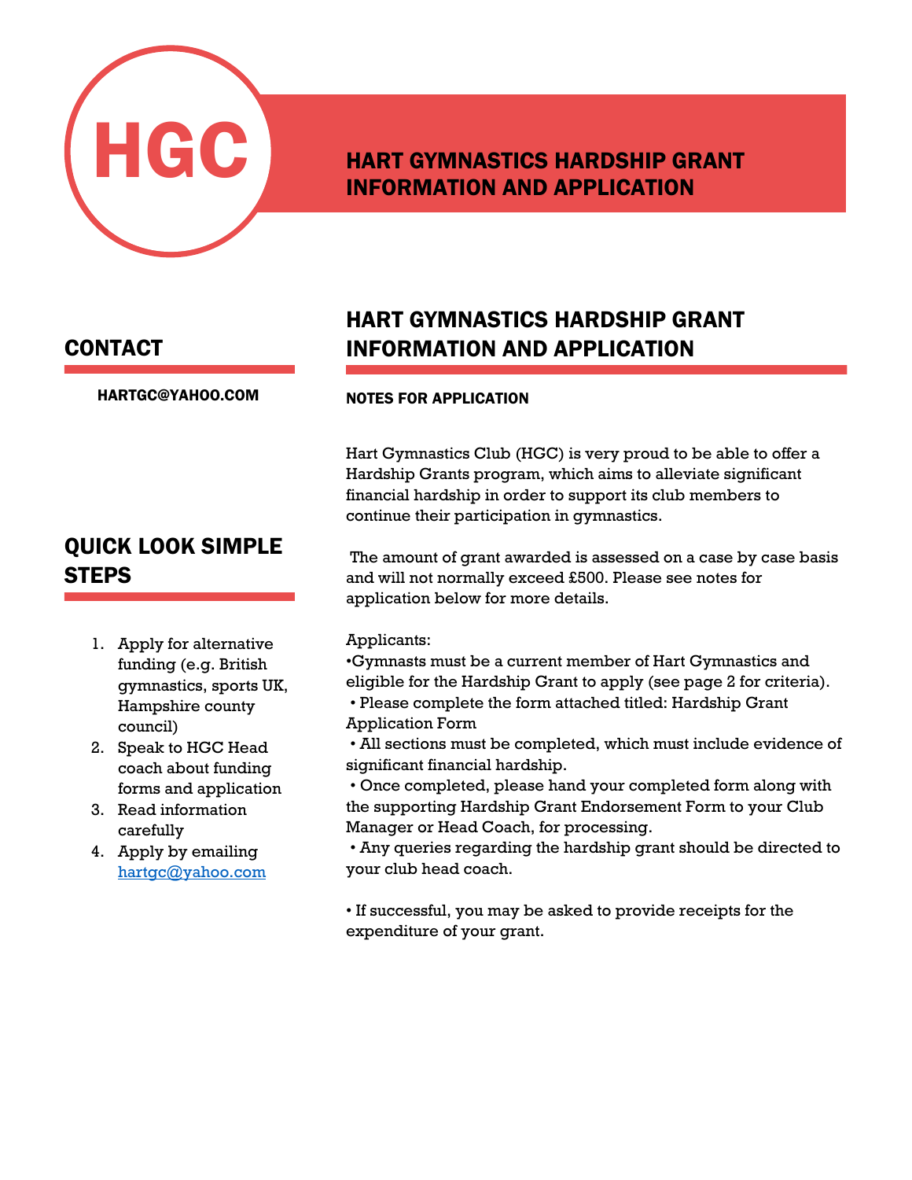HGC

# HART GYMNASTICS HARDSHIP GRANT INFORMATION AND APPLICATION

## CONTACT

HARTGC@YAHOO.COM

## QUICK LOOK SIMPLE STEPS

1. Apply for alternative funding (e.g. British gymnastics, sports UK, Hampshire county council)
2. Speak to HGC Head coach about funding forms and application
3. Read information carefully
4. Apply by emailing [hartgc@yahoo.com](mailto:hartgc@yahoo.com)

## HART GYMNASTICS HARDSHIP GRANT INFORMATION AND APPLICATION

### NOTES FOR APPLICATION

Hart Gymnastics Club (HGC) is very proud to be able to offer a Hardship Grants program, which aims to alleviate significant financial hardship in order to support its club members to continue their participation in gymnastics.

The amount of grant awarded is assessed on a case by case basis and will not normally exceed £500. Please see notes for application below for more details.

Applicants:

- Gymnasts must be a current member of Hart Gymnastics and eligible for the Hardship Grant to apply (see page 2 for criteria).
- Please complete the form attached titled: Hardship Grant Application Form
- All sections must be completed, which must include evidence of significant financial hardship.
- Once completed, please hand your completed form along with the supporting Hardship Grant Endorsement Form to your Club Manager or Head Coach, for processing.
- Any queries regarding the hardship grant should be directed to your club head coach.

- If successful, you may be asked to provide receipts for the expenditure of your grant.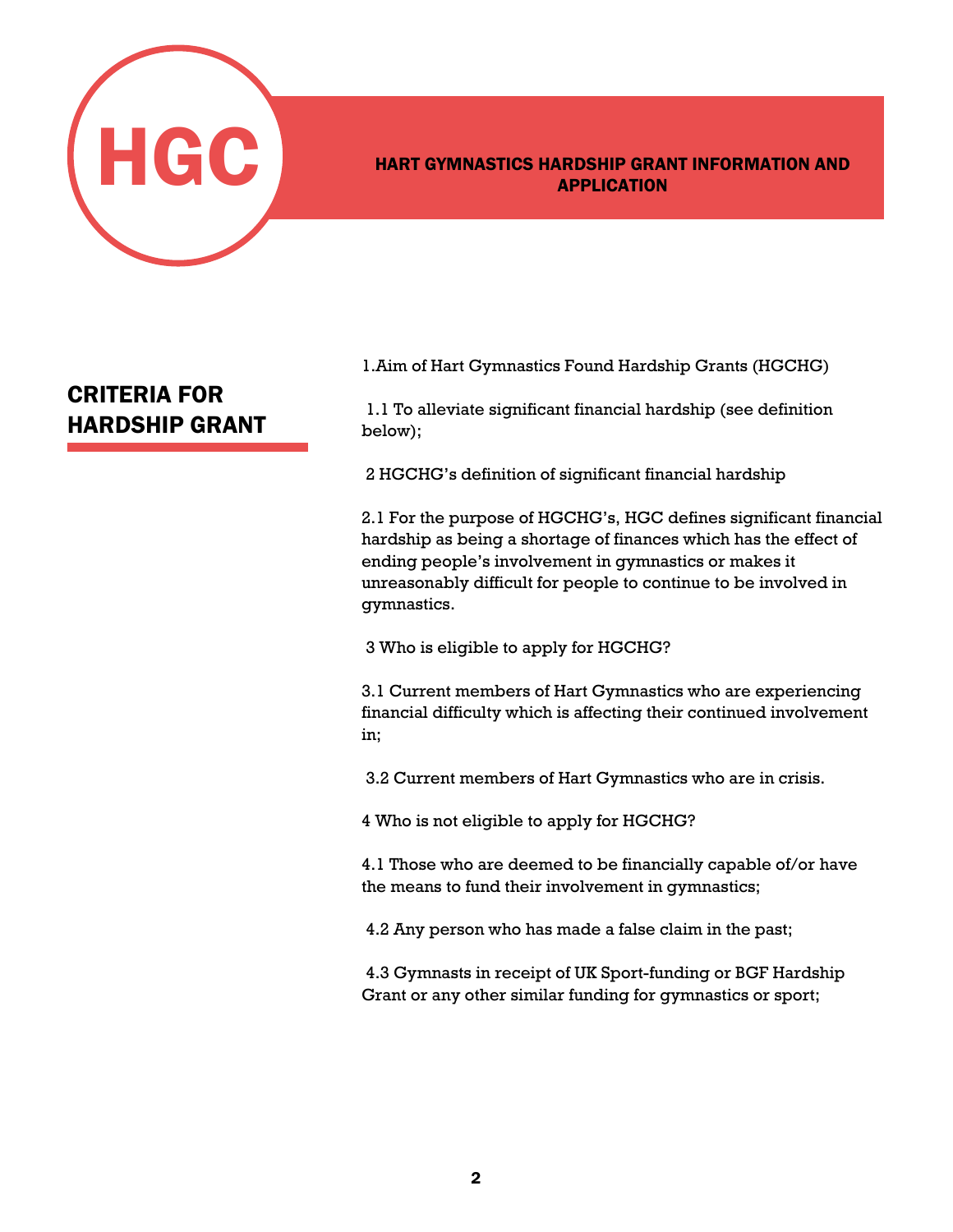HGC

**HART GYMNASTICS HARDSHIP GRANT INFORMATION AND APPLICATION**

## CRITERIA FOR HARDSHIP GRANT

1.Aim of Hart Gymnastics Found Hardship Grants (HGCHG)

1.1 To alleviate significant financial hardship (see definition below);

2 HGCHG's definition of significant financial hardship

2.1 For the purpose of HGCHG's, HGC defines significant financial hardship as being a shortage of finances which has the effect of ending people's involvement in gymnastics or makes it unreasonably difficult for people to continue to be involved in gymnastics.

3 Who is eligible to apply for HGCHG?

3.1 Current members of Hart Gymnastics who are experiencing financial difficulty which is affecting their continued involvement in;

3.2 Current members of Hart Gymnastics who are in crisis.

4 Who is not eligible to apply for HGCHG?

4.1 Those who are deemed to be financially capable of/or have the means to fund their involvement in gymnastics;

4.2 Any person who has made a false claim in the past;

4.3 Gymnasts in receipt of UK Sport-funding or BGF Hardship Grant or any other similar funding for gymnastics or sport;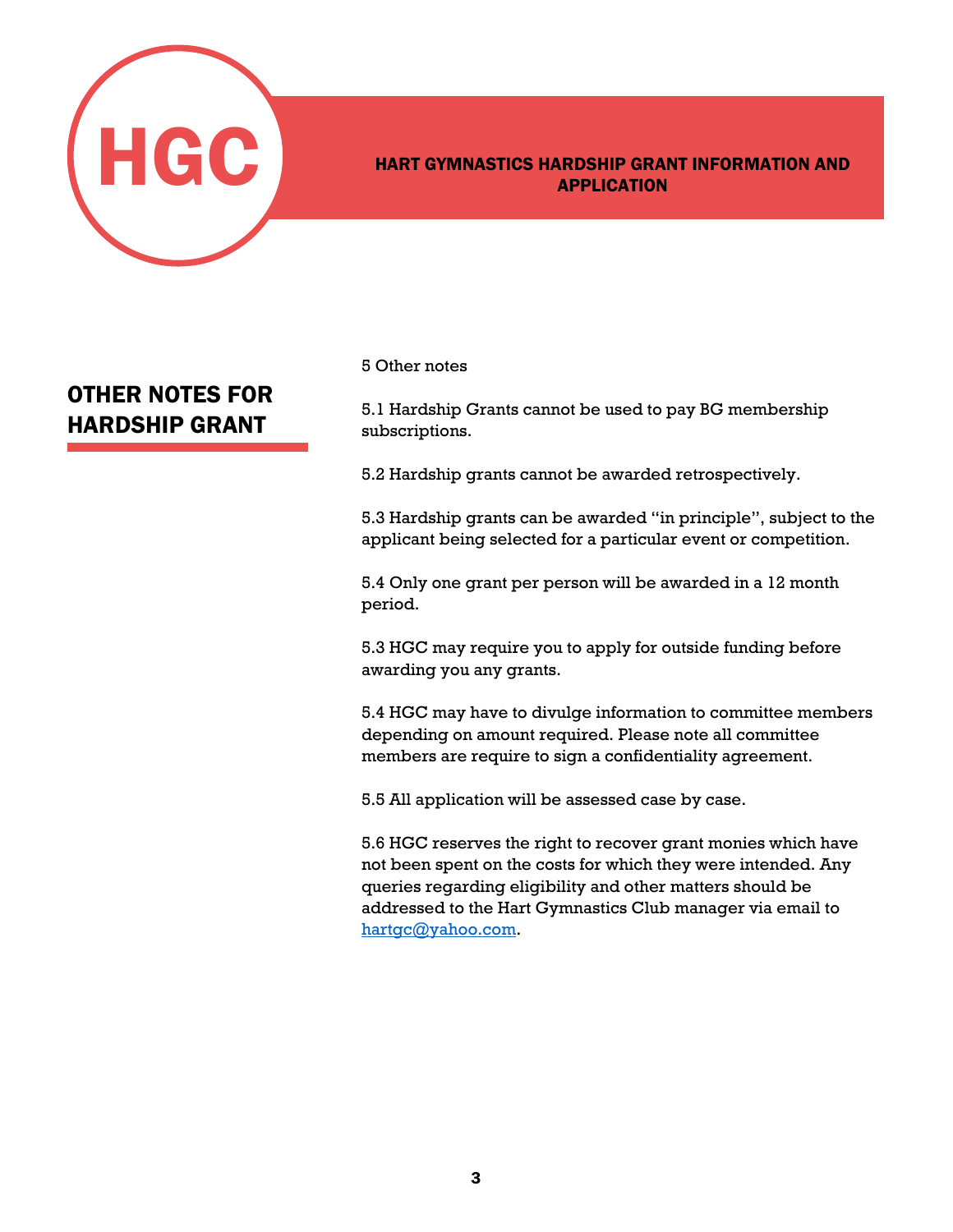# HART GYMNASTICS HARDSHIP GRANT INFORMATION AND APPLICATION

## OTHER NOTES FOR HARDSHIP GRANT

5 Other notes

5.1 Hardship Grants cannot be used to pay BG membership subscriptions.

5.2 Hardship grants cannot be awarded retrospectively.

5.3 Hardship grants can be awarded "in principle", subject to the applicant being selected for a particular event or competition.

5.4 Only one grant per person will be awarded in a 12 month period.

5.3 HGC may require you to apply for outside funding before awarding you any grants.

5.4 HGC may have to divulge information to committee members depending on amount required. Please note all committee members are require to sign a confidentiality agreement.

5.5 All application will be assessed case by case.

5.6 HGC reserves the right to recover grant monies which have not been spent on the costs for which they were intended. Any queries regarding eligibility and other matters should be addressed to the Hart Gymnastics Club manager via email to hartgc@yahoo.com.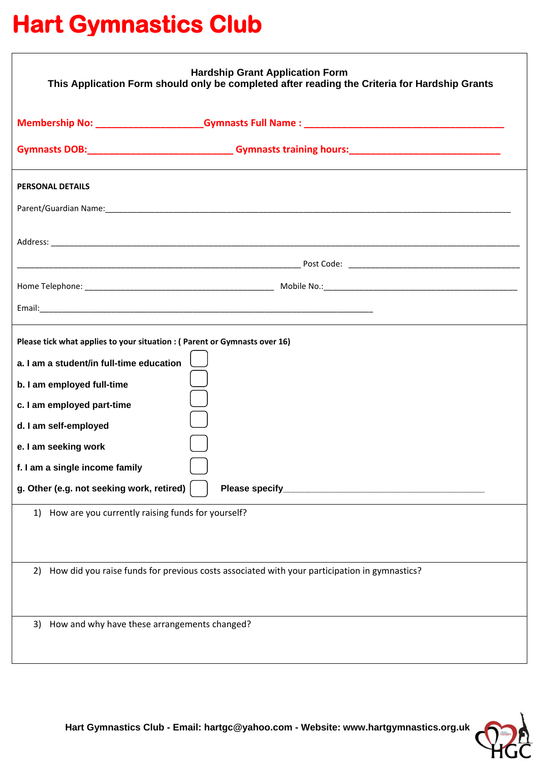# Hart Gymnastics Club

**Hardship Grant Application Form**
**This Application Form should only be completed after reading the Criteria for Hardship Grants**

**Membership No: ____________________ Gymnasts Full Name : ______________________________________**

**Gymnasts DOB: ___________________________ Gymnasts training hours: ____________________________**

**PERSONAL DETAILS**

Parent/Guardian Name: ___________________________________________________________________________

Address: ________________________________________________________________________________________

_________________________________________________________________ Post Code: ___________________________________

Home Telephone: __________________________________________ Mobile No.: _____________________________________________

Email: ___________________________________________________________________________

**Please tick what applies to your situation : ( Parent or Gymnasts over 16)**

**a. I am a student/in full-time education** ☐

**b. I am employed full-time** ☐

**c. I am employed part-time** ☐

**d. I am self-employed** ☐

**e. I am seeking work** ☐

**f. I am a single income family** ☐

**g. Other (e.g. not seeking work, retired)** ☐ **Please specify** ____________________________________________

1) How are you currently raising funds for yourself?

2) How did you raise funds for previous costs associated with your participation in gymnastics?

3) How and why have these arrangements changed?

**Hart Gymnastics Club - Email: hartgc@yahoo.com - Website: www.hartgymnastics.org.uk**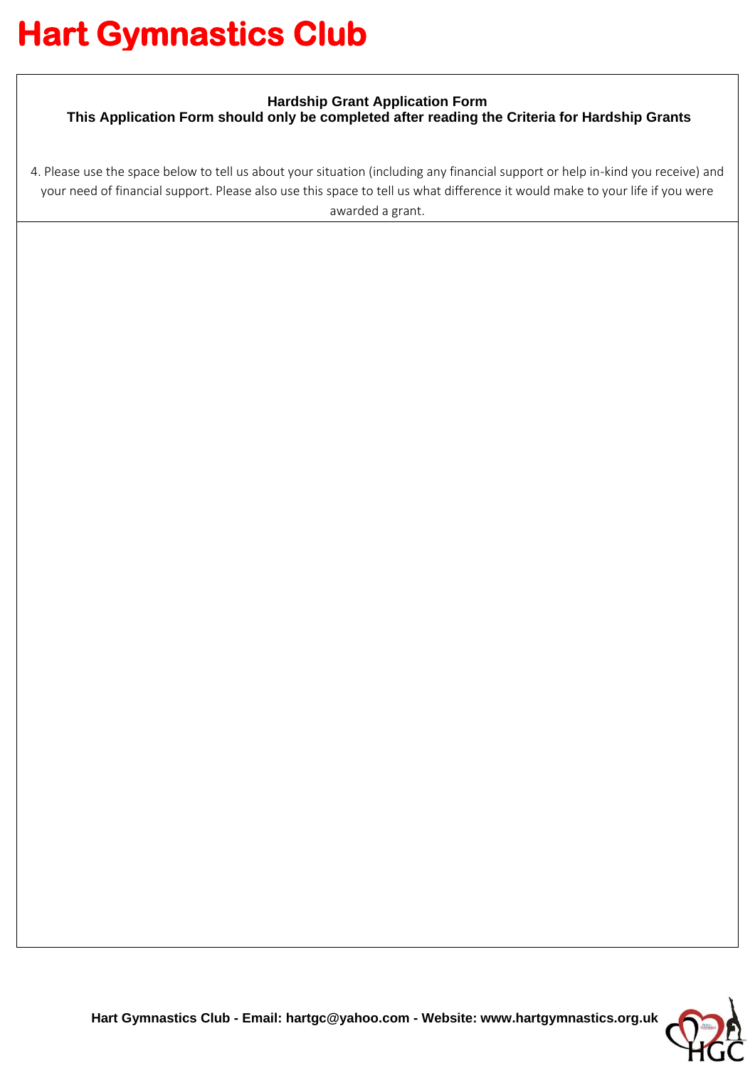# Hart Gymnastics Club

**Hardship Grant Application Form**
**This Application Form should only be completed after reading the Criteria for Hardship Grants**

4. Please use the space below to tell us about your situation (including any financial support or help in-kind you receive) and your need of financial support. Please also use this space to tell us what difference it would make to your life if you were awarded a grant.

**Hart Gymnastics Club - Email: hartgc@yahoo.com - Website: www.hartgymnastics.org.uk**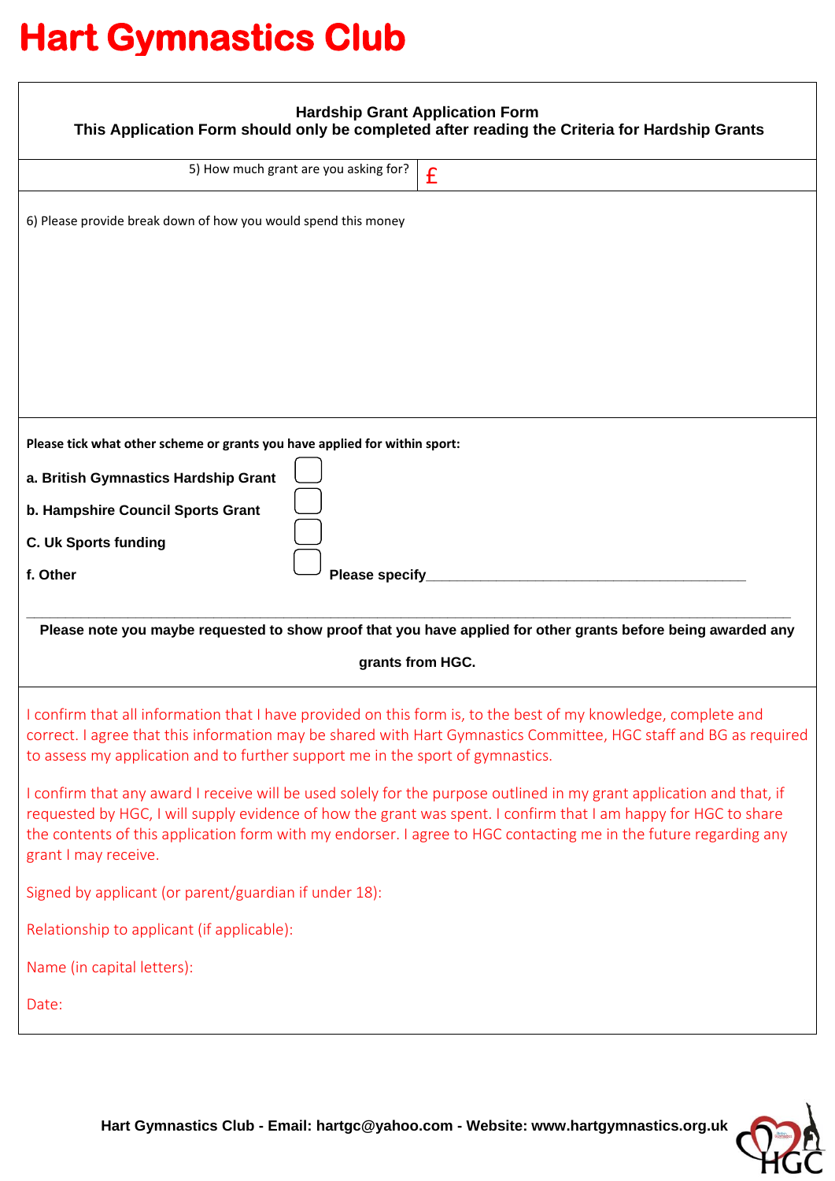# Hart Gymnastics Club

**Hardship Grant Application Form**
**This Application Form should only be completed after reading the Criteria for Hardship Grants**

| 5) How much grant are you asking for? | £ |
|---|---|

6) Please provide break down of how you would spend this money

**Please tick what other scheme or grants you have applied for within sport:**

**a. British Gymnastics Hardship Grant** ☐

**b. Hampshire Council Sports Grant** ☐

**C. Uk Sports funding** ☐

**f. Other** ☐ **Please specify**________________________________________

**Please note you maybe requested to show proof that you have applied for other grants before being awarded any grants from HGC.**

I confirm that all information that I have provided on this form is, to the best of my knowledge, complete and correct. I agree that this information may be shared with Hart Gymnastics Committee, HGC staff and BG as required to assess my application and to further support me in the sport of gymnastics.

I confirm that any award I receive will be used solely for the purpose outlined in my grant application and that, if requested by HGC, I will supply evidence of how the grant was spent. I confirm that I am happy for HGC to share the contents of this application form with my endorser. I agree to HGC contacting me in the future regarding any grant I may receive.

Signed by applicant (or parent/guardian if under 18):

Relationship to applicant (if applicable):

Name (in capital letters):

Date:

**Hart Gymnastics Club - Email: hartgc@yahoo.com - Website: www.hartgymnastics.org.uk**